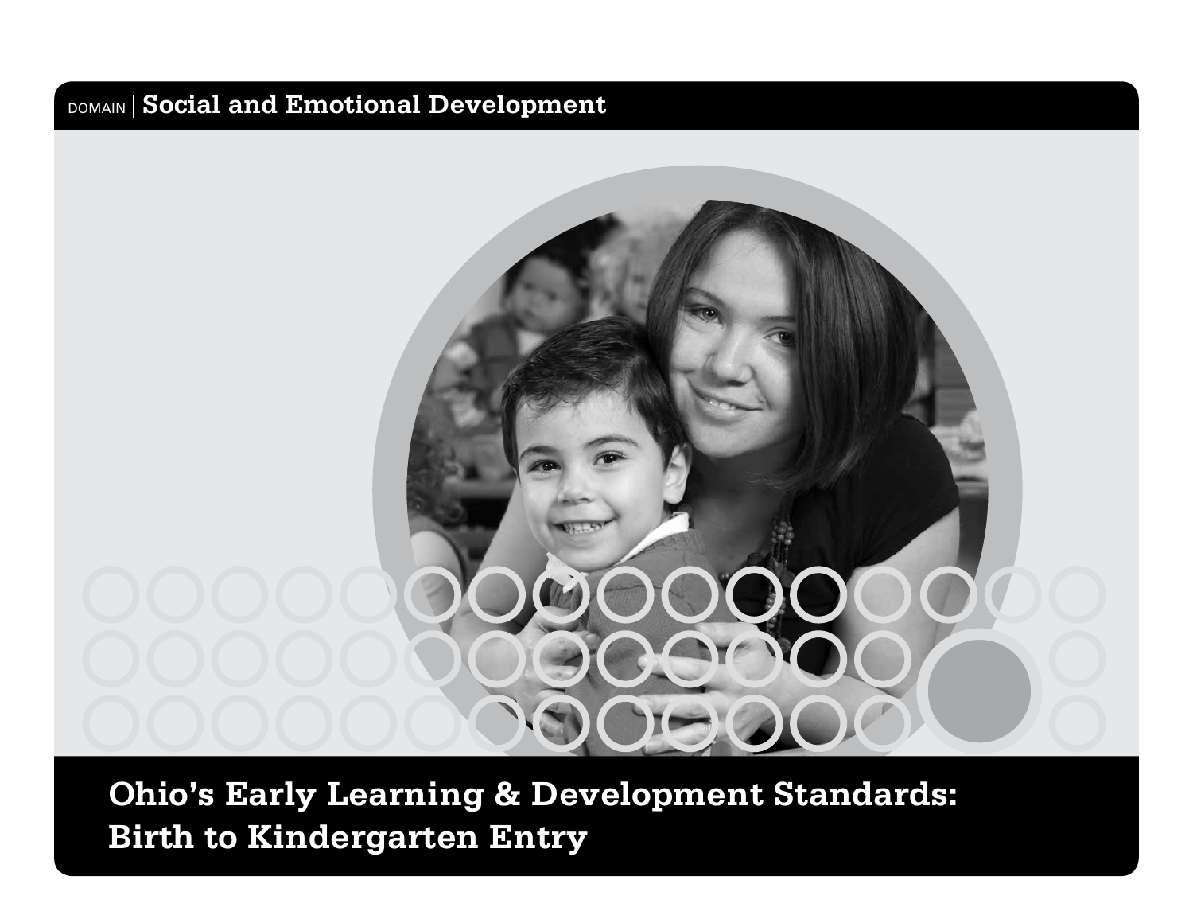DOMAIN | **Social and Emotional Development**

# Ohio's Early Learning & Development Standards: Birth to Kindergarten Entry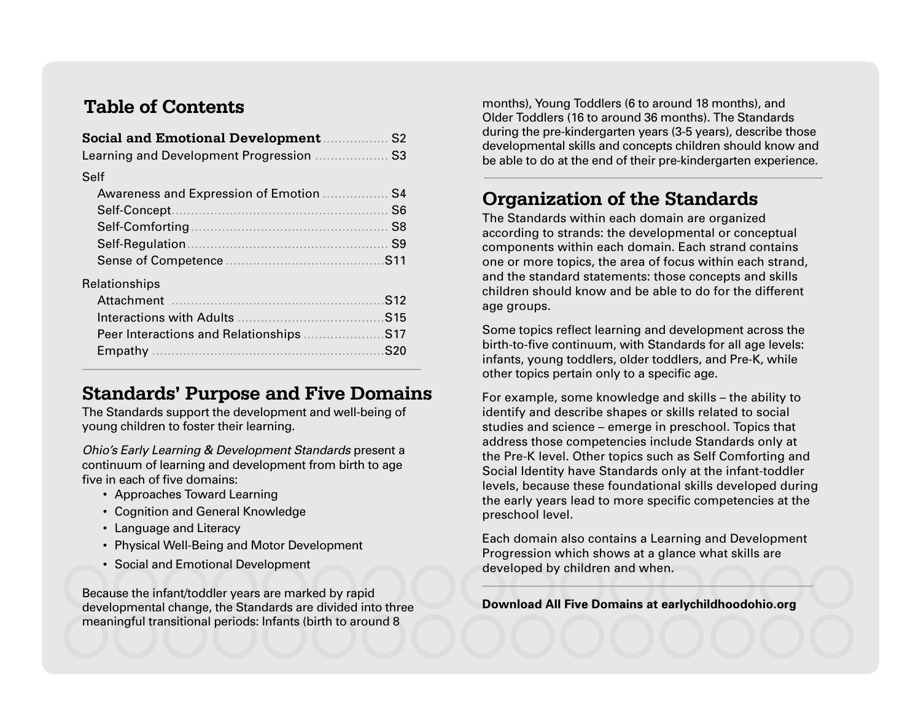## Table of Contents

| | |
|---|---|
| **Social and Emotional Development** | S2 |
| Learning and Development Progression | S3 |
| Self | |
| Awareness and Expression of Emotion | S4 |
| Self-Concept | S6 |
| Self-Comforting | S8 |
| Self-Regulation | S9 |
| Sense of Competence | S11 |
| Relationships | |
| Attachment | S12 |
| Interactions with Adults | S15 |
| Peer Interactions and Relationships | S17 |
| Empathy | S20 |

## Standards' Purpose and Five Domains

The Standards support the development and well-being of young children to foster their learning.

*Ohio's Early Learning & Development Standards* present a continuum of learning and development from birth to age five in each of five domains:

- Approaches Toward Learning
- Cognition and General Knowledge
- Language and Literacy
- Physical Well-Being and Motor Development
- Social and Emotional Development

Because the infant/toddler years are marked by rapid developmental change, the Standards are divided into three meaningful transitional periods: Infants (birth to around 8 months), Young Toddlers (6 to around 18 months), and Older Toddlers (16 to around 36 months). The Standards during the pre-kindergarten years (3-5 years), describe those developmental skills and concepts children should know and be able to do at the end of their pre-kindergarten experience.

## Organization of the Standards

The Standards within each domain are organized according to strands: the developmental or conceptual components within each domain. Each strand contains one or more topics, the area of focus within each strand, and the standard statements: those concepts and skills children should know and be able to do for the different age groups.

Some topics reflect learning and development across the birth-to-five continuum, with Standards for all age levels: infants, young toddlers, older toddlers, and Pre-K, while other topics pertain only to a specific age.

For example, some knowledge and skills – the ability to identify and describe shapes or skills related to social studies and science – emerge in preschool. Topics that address those competencies include Standards only at the Pre-K level. Other topics such as Self Comforting and Social Identity have Standards only at the infant-toddler levels, because these foundational skills developed during the early years lead to more specific competencies at the preschool level.

Each domain also contains a Learning and Development Progression which shows at a glance what skills are developed by children and when.

**Download All Five Domains at earlychildhoodohio.org**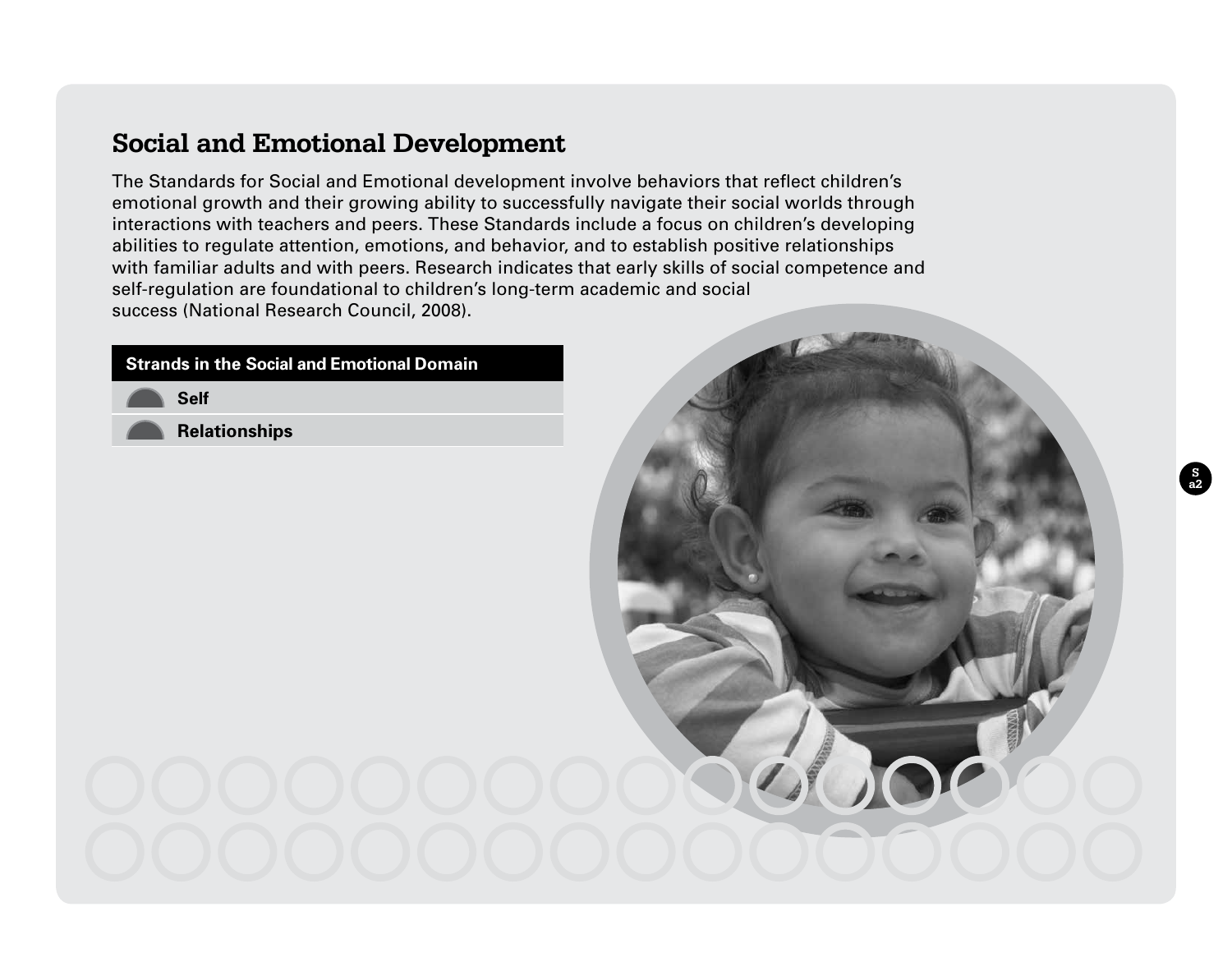## Social and Emotional Development

The Standards for Social and Emotional development involve behaviors that reflect children's emotional growth and their growing ability to successfully navigate their social worlds through interactions with teachers and peers. These Standards include a focus on children's developing abilities to regulate attention, emotions, and behavior, and to establish positive relationships with familiar adults and with peers. Research indicates that early skills of social competence and self-regulation are foundational to children's long-term academic and social success (National Research Council, 2008).

| Strands in the Social and Emotional Domain |
| --- |
| **Self** |
| **Relationships** |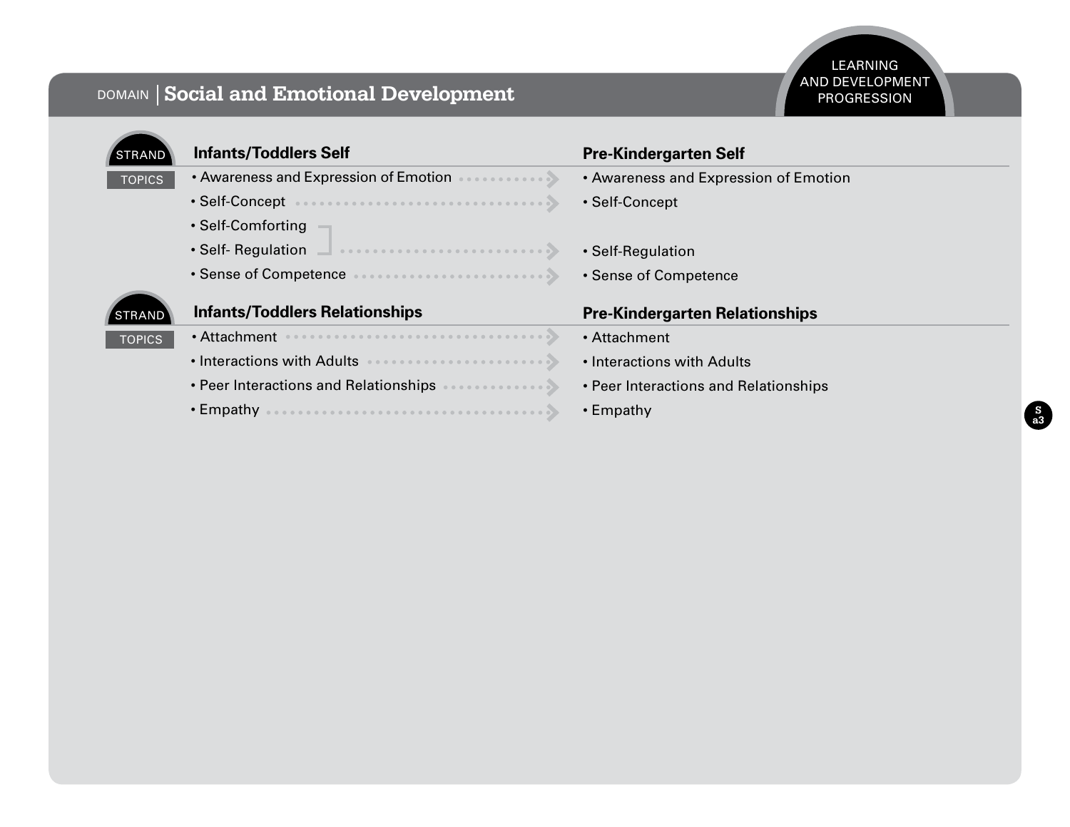DOMAIN | **Social and Emotional Development**

LEARNING AND DEVELOPMENT PROGRESSION

## STRAND

| TOPICS: Infants/Toddlers Self | Pre-Kindergarten Self |
|---|---|
| • Awareness and Expression of Emotion | • Awareness and Expression of Emotion |
| • Self-Concept | • Self-Concept |
| • Self-Comforting<br>• Self- Regulation | • Self-Regulation |
| • Sense of Competence | • Sense of Competence |

## STRAND

| TOPICS: Infants/Toddlers Relationships | Pre-Kindergarten Relationships |
|---|---|
| • Attachment | • Attachment |
| • Interactions with Adults | • Interactions with Adults |
| • Peer Interactions and Relationships | • Peer Interactions and Relationships |
| • Empathy | • Empathy |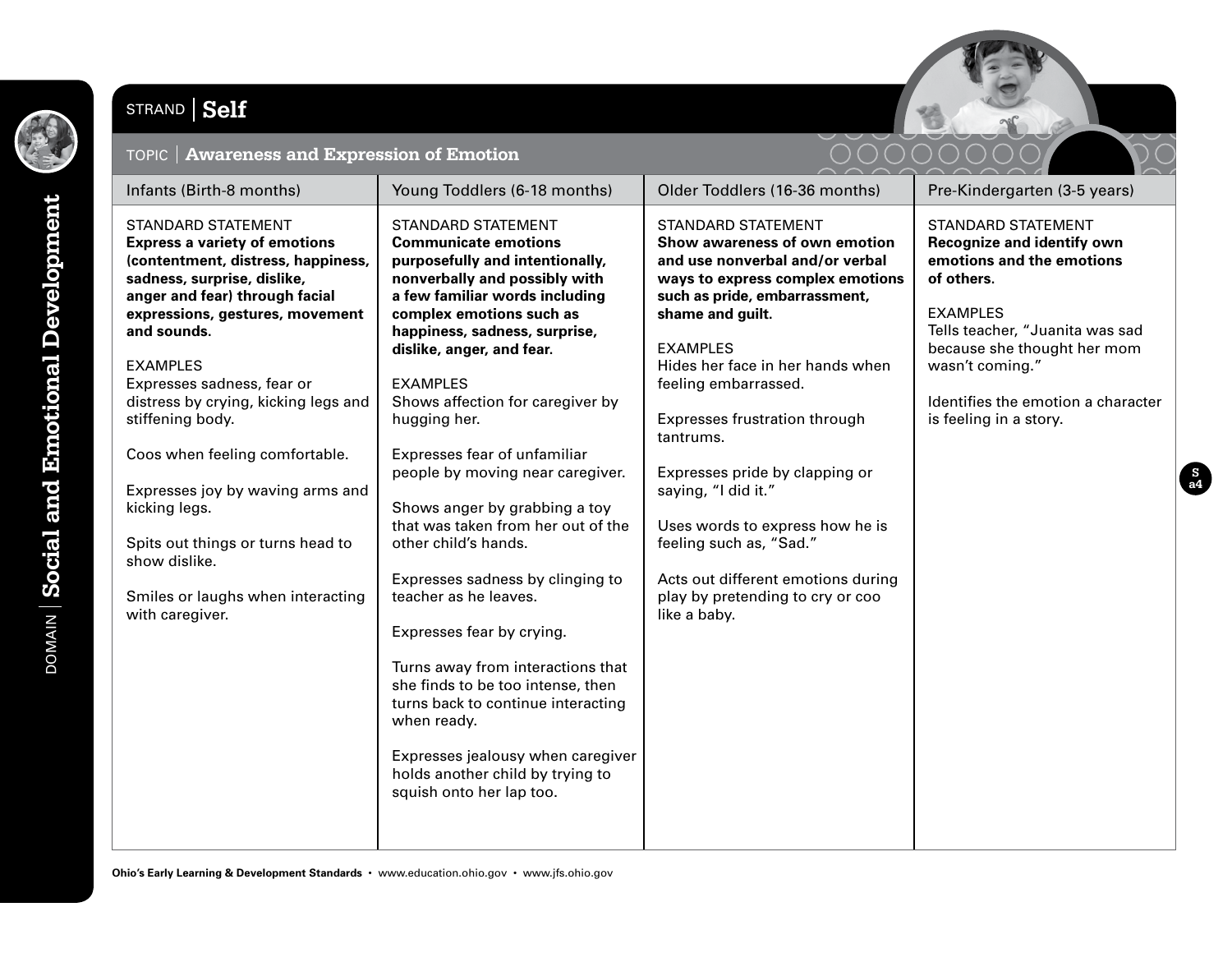DOMAIN | **Social and Emotional Development**

## STRAND | Self

### TOPIC | Awareness and Expression of Emotion

| Infants (Birth-8 months) | Young Toddlers (6-18 months) | Older Toddlers (16-36 months) | Pre-Kindergarten (3-5 years) |
|---|---|---|---|
| STANDARD STATEMENT<br>**Express a variety of emotions (contentment, distress, happiness, sadness, surprise, dislike, anger and fear) through facial expressions, gestures, movement and sounds.**<br><br>EXAMPLES<br>Expresses sadness, fear or distress by crying, kicking legs and stiffening body.<br><br>Coos when feeling comfortable.<br><br>Expresses joy by waving arms and kicking legs.<br><br>Spits out things or turns head to show dislike.<br><br>Smiles or laughs when interacting with caregiver. | STANDARD STATEMENT<br>**Communicate emotions purposefully and intentionally, nonverbally and possibly with a few familiar words including complex emotions such as happiness, sadness, surprise, dislike, anger, and fear.**<br><br>EXAMPLES<br>Shows affection for caregiver by hugging her.<br><br>Expresses fear of unfamiliar people by moving near caregiver.<br><br>Shows anger by grabbing a toy that was taken from her out of the other child's hands.<br><br>Expresses sadness by clinging to teacher as he leaves.<br><br>Expresses fear by crying.<br><br>Turns away from interactions that she finds to be too intense, then turns back to continue interacting when ready.<br><br>Expresses jealousy when caregiver holds another child by trying to squish onto her lap too. | STANDARD STATEMENT<br>**Show awareness of own emotion and use nonverbal and/or verbal ways to express complex emotions such as pride, embarrassment, shame and guilt.**<br><br>EXAMPLES<br>Hides her face in her hands when feeling embarrassed.<br><br>Expresses frustration through tantrums.<br><br>Expresses pride by clapping or saying, "I did it."<br><br>Uses words to express how he is feeling such as, "Sad."<br><br>Acts out different emotions during play by pretending to cry or coo like a baby. | STANDARD STATEMENT<br>**Recognize and identify own emotions and the emotions of others.**<br><br>EXAMPLES<br>Tells teacher, "Juanita was sad because she thought her mom wasn't coming."<br><br>Identifies the emotion a character is feeling in a story. |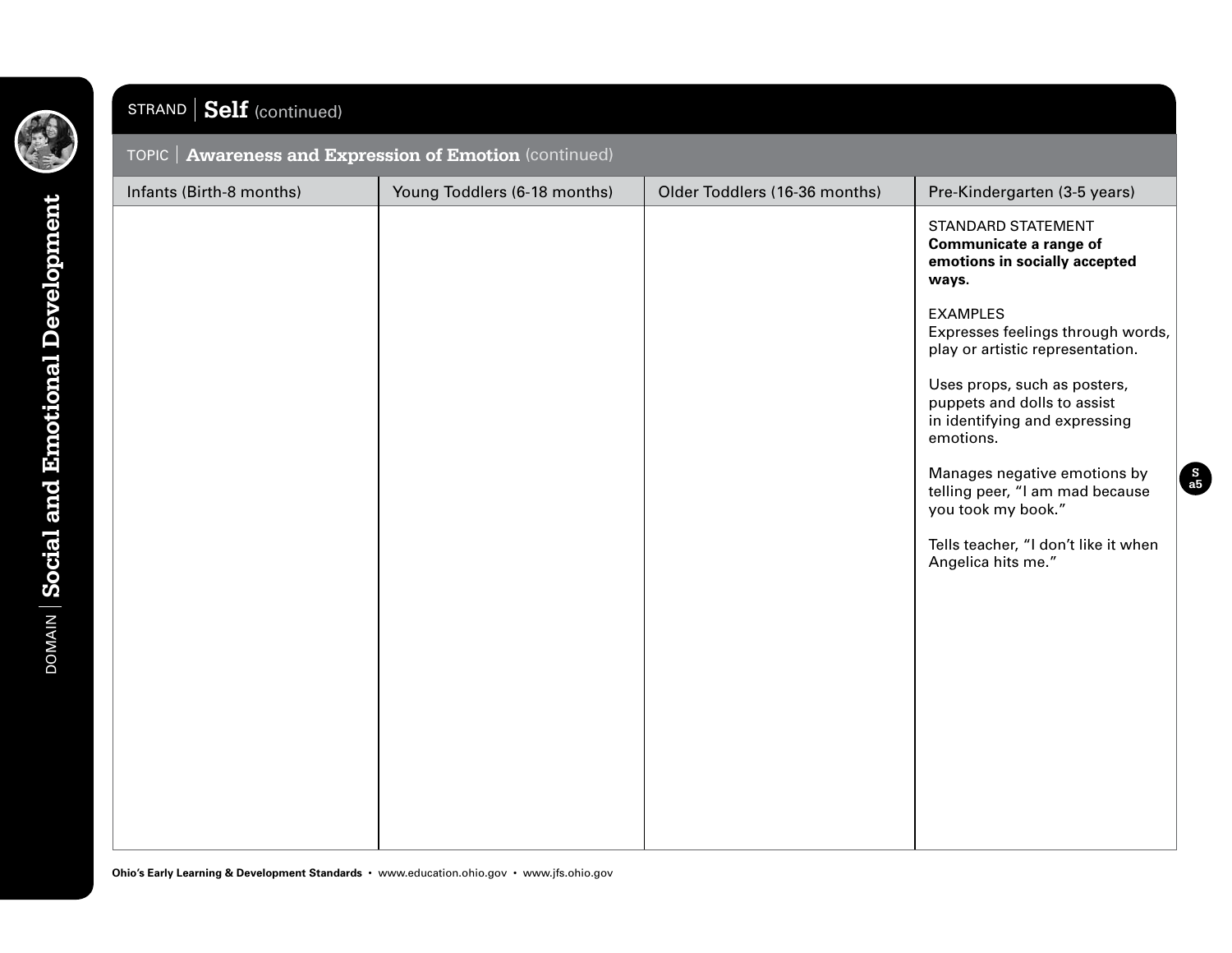DOMAIN | **Social and Emotional Development**

## STRAND | Self (continued)

### TOPIC | Awareness and Expression of Emotion (continued)

| Infants (Birth-8 months) | Young Toddlers (6-18 months) | Older Toddlers (16-36 months) | Pre-Kindergarten (3-5 years) |
|---|---|---|---|
| | | | STANDARD STATEMENT<br>**Communicate a range of emotions in socially accepted ways.**<br><br>EXAMPLES<br>Expresses feelings through words, play or artistic representation.<br><br>Uses props, such as posters, puppets and dolls to assist in identifying and expressing emotions.<br><br>Manages negative emotions by telling peer, "I am mad because you took my book."<br><br>Tells teacher, "I don't like it when Angelica hits me." |

S a5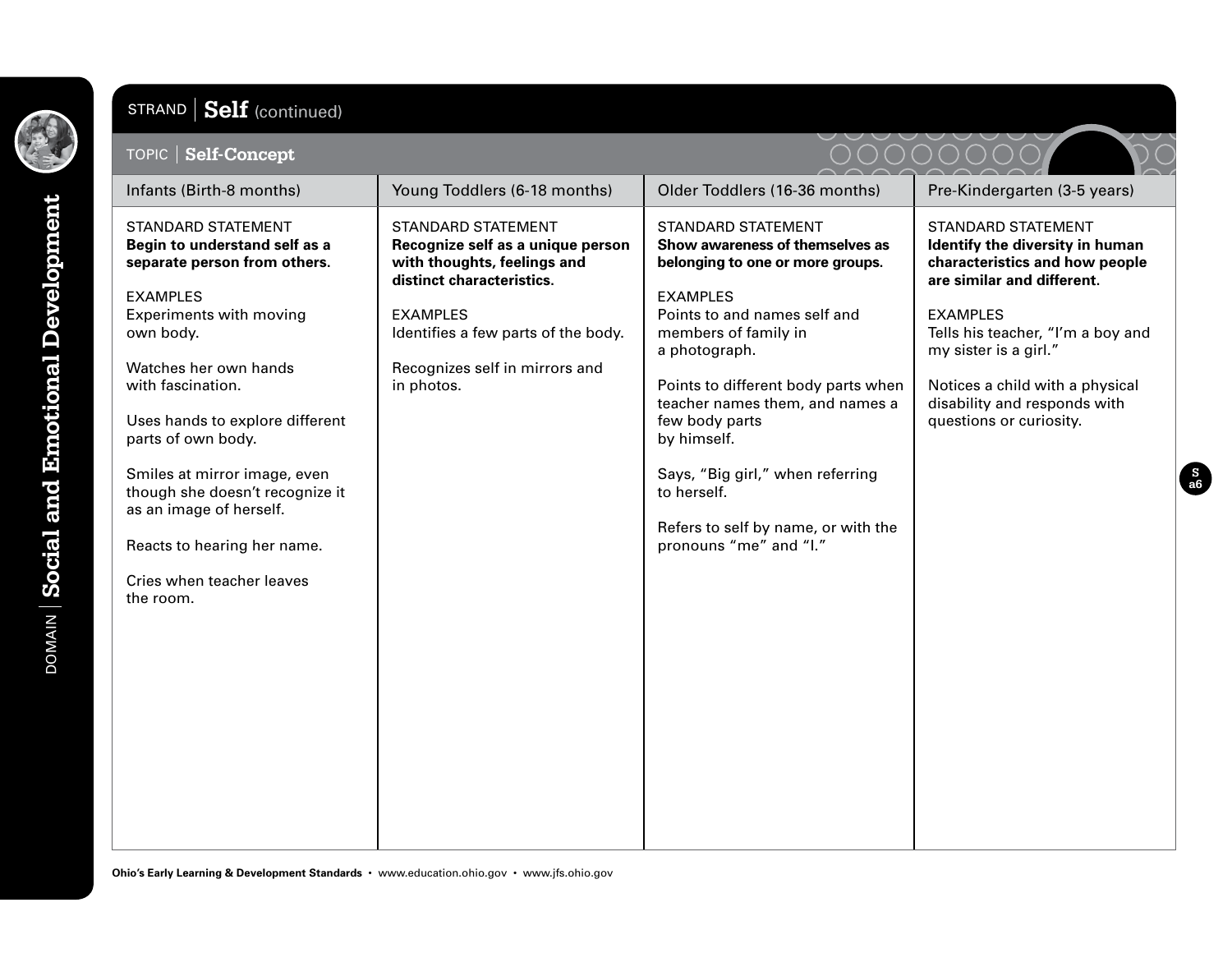## STRAND | Self (continued)

### TOPIC | Self-Concept

| Infants (Birth-8 months) | Young Toddlers (6-18 months) | Older Toddlers (16-36 months) | Pre-Kindergarten (3-5 years) |
|---|---|---|---|
| STANDARD STATEMENT<br>**Begin to understand self as a separate person from others.** | STANDARD STATEMENT<br>**Recognize self as a unique person with thoughts, feelings and distinct characteristics.** | STANDARD STATEMENT<br>**Show awareness of themselves as belonging to one or more groups.** | STANDARD STATEMENT<br>**Identify the diversity in human characteristics and how people are similar and different.** |
| EXAMPLES<br>Experiments with moving own body.<br><br>Watches her own hands with fascination.<br><br>Uses hands to explore different parts of own body.<br><br>Smiles at mirror image, even though she doesn't recognize it as an image of herself.<br><br>Reacts to hearing her name.<br><br>Cries when teacher leaves the room. | EXAMPLES<br>Identifies a few parts of the body.<br><br>Recognizes self in mirrors and in photos. | EXAMPLES<br>Points to and names self and members of family in a photograph.<br><br>Points to different body parts when teacher names them, and names a few body parts by himself.<br><br>Says, "Big girl," when referring to herself.<br><br>Refers to self by name, or with the pronouns "me" and "I." | EXAMPLES<br>Tells his teacher, "I'm a boy and my sister is a girl."<br><br>Notices a child with a physical disability and responds with questions or curiosity. |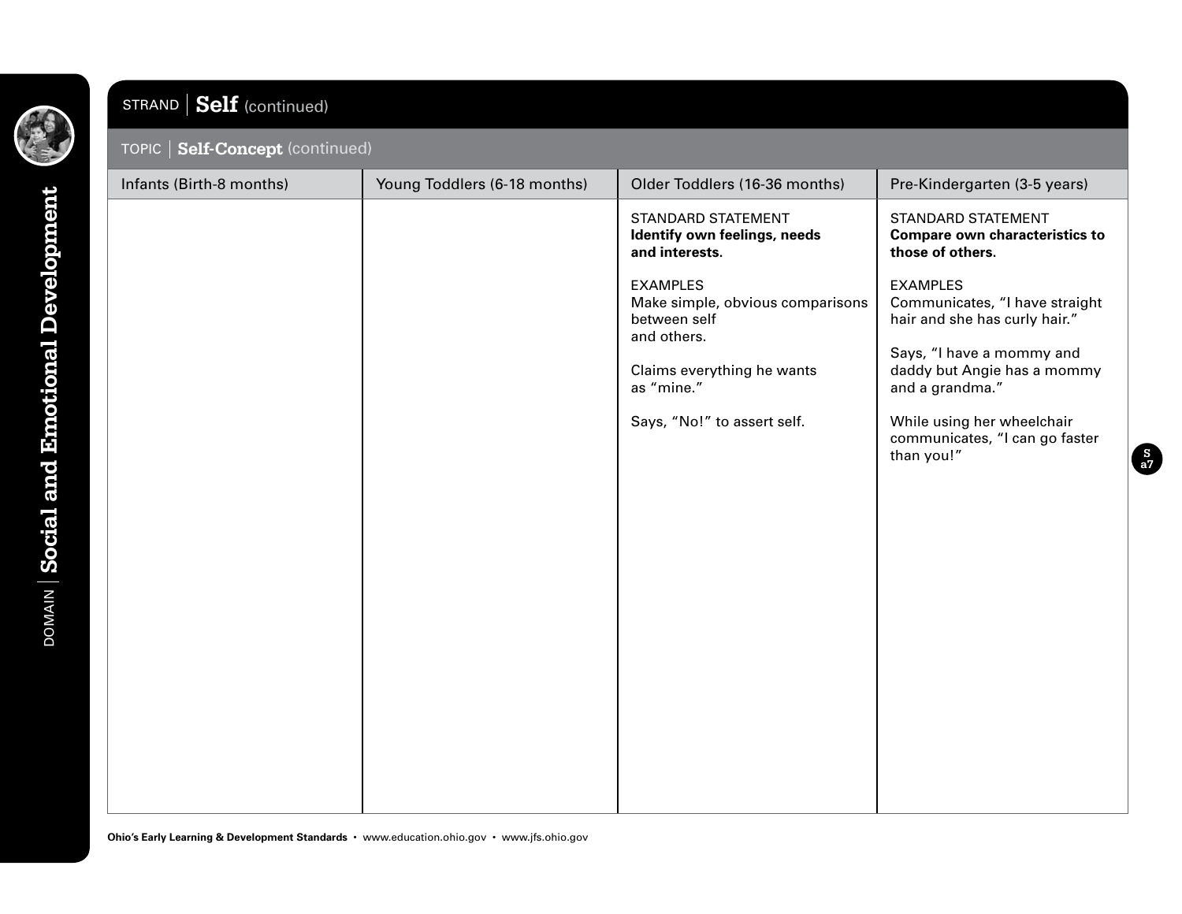DOMAIN | **Social and Emotional Development**

## STRAND | Self (continued)

### TOPIC | Self-Concept (continued)

| Infants (Birth-8 months) | Young Toddlers (6-18 months) | Older Toddlers (16-36 months) | Pre-Kindergarten (3-5 years) |
|---|---|---|---|
| | | STANDARD STATEMENT<br>**Identify own feelings, needs and interests.**<br><br>EXAMPLES<br>Make simple, obvious comparisons between self and others.<br><br>Claims everything he wants as "mine."<br><br>Says, "No!" to assert self. | STANDARD STATEMENT<br>**Compare own characteristics to those of others.**<br><br>EXAMPLES<br>Communicates, "I have straight hair and she has curly hair."<br><br>Says, "I have a mommy and daddy but Angie has a mommy and a grandma."<br><br>While using her wheelchair communicates, "I can go faster than you!" |

**Ohio's Early Learning & Development Standards** • www.education.ohio.gov • www.jfs.ohio.gov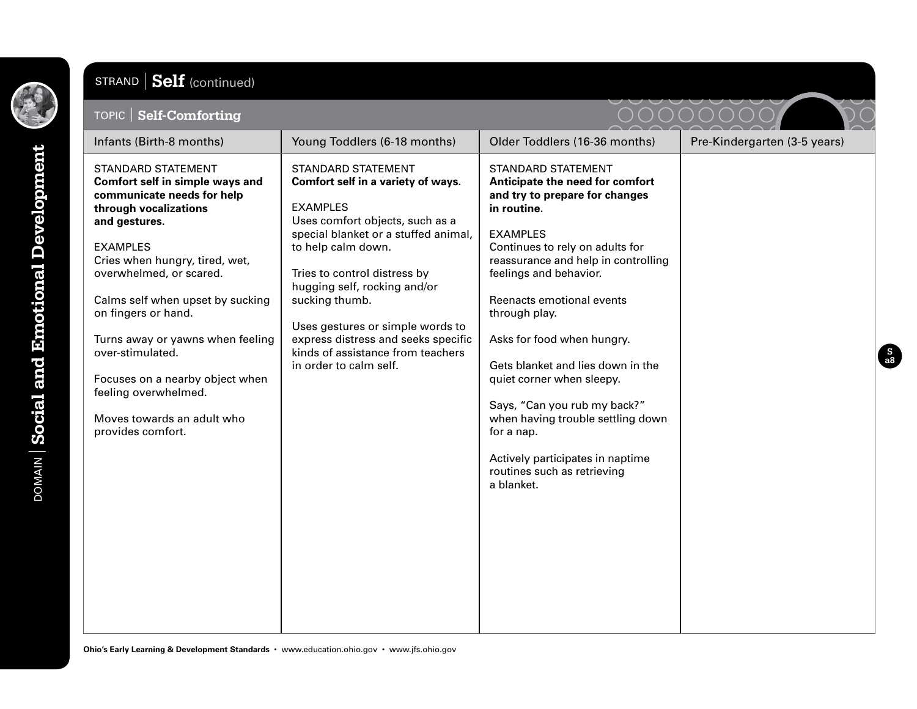DOMAIN | **Social and Emotional Development**

## STRAND | Self (continued)

### TOPIC | Self-Comforting

| Infants (Birth-8 months) | Young Toddlers (6-18 months) | Older Toddlers (16-36 months) | Pre-Kindergarten (3-5 years) |
|---|---|---|---|
| STANDARD STATEMENT<br>**Comfort self in simple ways and communicate needs for help through vocalizations and gestures.**<br><br>EXAMPLES<br>Cries when hungry, tired, wet, overwhelmed, or scared.<br><br>Calms self when upset by sucking on fingers or hand.<br><br>Turns away or yawns when feeling over-stimulated.<br><br>Focuses on a nearby object when feeling overwhelmed.<br><br>Moves towards an adult who provides comfort. | STANDARD STATEMENT<br>**Comfort self in a variety of ways.**<br><br>EXAMPLES<br>Uses comfort objects, such as a special blanket or a stuffed animal, to help calm down.<br><br>Tries to control distress by hugging self, rocking and/or sucking thumb.<br><br>Uses gestures or simple words to express distress and seeks specific kinds of assistance from teachers in order to calm self. | STANDARD STATEMENT<br>**Anticipate the need for comfort and try to prepare for changes in routine.**<br><br>EXAMPLES<br>Continues to rely on adults for reassurance and help in controlling feelings and behavior.<br><br>Reenacts emotional events through play.<br><br>Asks for food when hungry.<br><br>Gets blanket and lies down in the quiet corner when sleepy.<br><br>Says, "Can you rub my back?" when having trouble settling down for a nap.<br><br>Actively participates in naptime routines such as retrieving a blanket. | |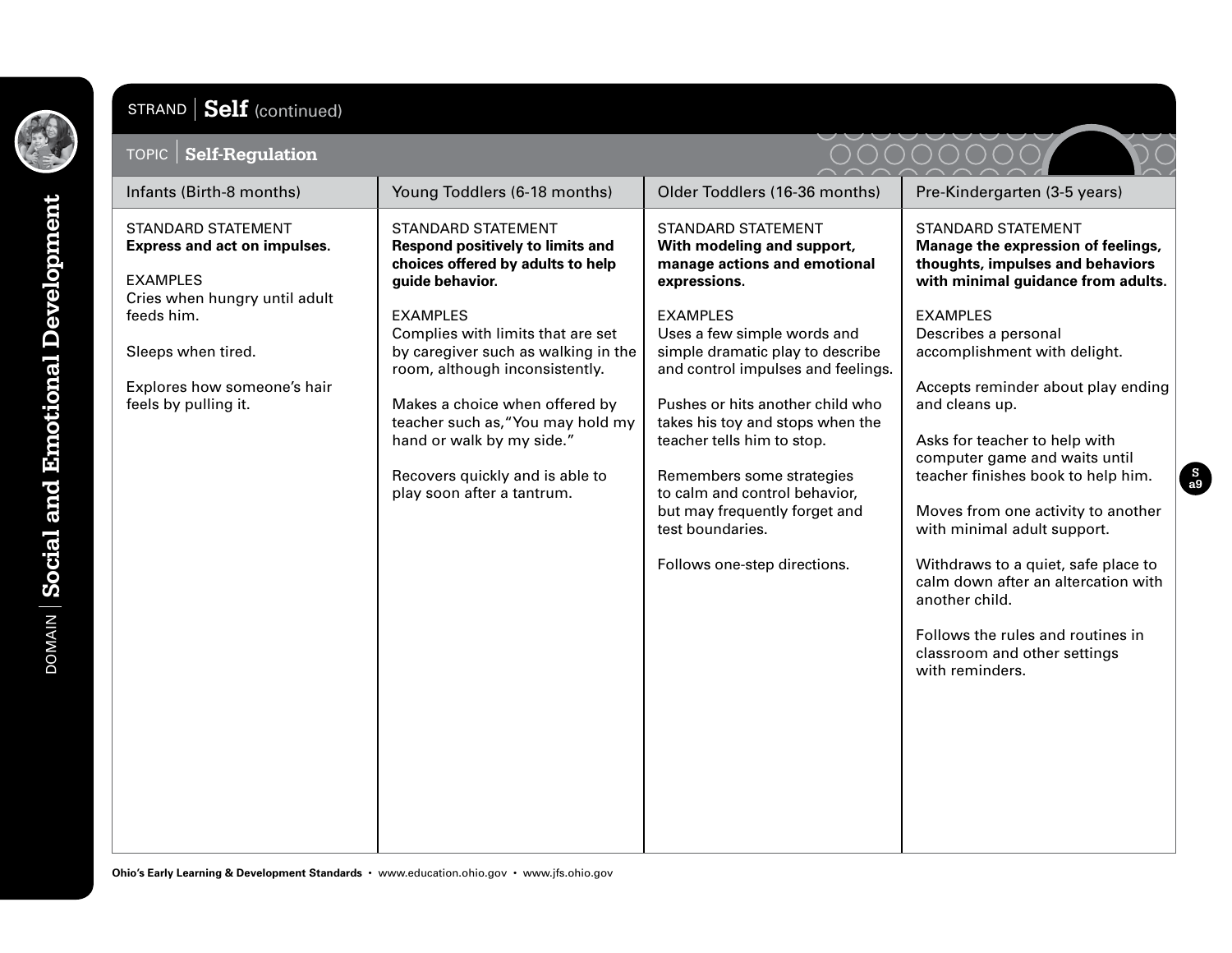DOMAIN | **Social and Emotional Development**

## STRAND | Self (continued)

### TOPIC | Self-Regulation

| Infants (Birth-8 months) | Young Toddlers (6-18 months) | Older Toddlers (16-36 months) | Pre-Kindergarten (3-5 years) |
|---|---|---|---|
| STANDARD STATEMENT<br>**Express and act on impulses.** | STANDARD STATEMENT<br>**Respond positively to limits and choices offered by adults to help guide behavior.** | STANDARD STATEMENT<br>**With modeling and support, manage actions and emotional expressions.** | STANDARD STATEMENT<br>**Manage the expression of feelings, thoughts, impulses and behaviors with minimal guidance from adults.** |
| EXAMPLES<br>Cries when hungry until adult feeds him.<br><br>Sleeps when tired.<br><br>Explores how someone's hair feels by pulling it. | EXAMPLES<br>Complies with limits that are set by caregiver such as walking in the room, although inconsistently.<br><br>Makes a choice when offered by teacher such as,"You may hold my hand or walk by my side."<br><br>Recovers quickly and is able to play soon after a tantrum. | EXAMPLES<br>Uses a few simple words and simple dramatic play to describe and control impulses and feelings.<br><br>Pushes or hits another child who takes his toy and stops when the teacher tells him to stop.<br><br>Remembers some strategies to calm and control behavior, but may frequently forget and test boundaries.<br><br>Follows one-step directions. | EXAMPLES<br>Describes a personal accomplishment with delight.<br><br>Accepts reminder about play ending and cleans up.<br><br>Asks for teacher to help with computer game and waits until teacher finishes book to help him.<br><br>Moves from one activity to another with minimal adult support.<br><br>Withdraws to a quiet, safe place to calm down after an altercation with another child.<br><br>Follows the rules and routines in classroom and other settings with reminders. |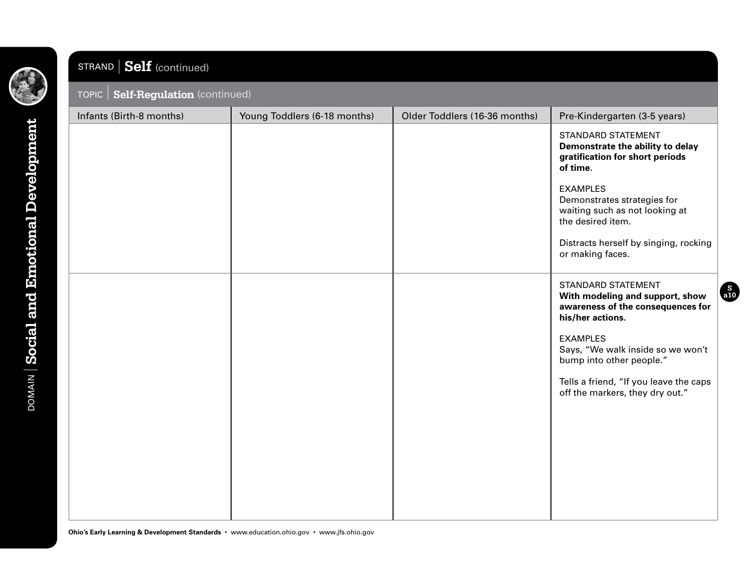DOMAIN | **Social and Emotional Development**

## STRAND | Self (continued)

### TOPIC | Self-Regulation (continued)

| Infants (Birth-8 months) | Young Toddlers (6-18 months) | Older Toddlers (16-36 months) | Pre-Kindergarten (3-5 years) |
|---|---|---|---|
| | | | STANDARD STATEMENT<br>**Demonstrate the ability to delay gratification for short periods of time.**<br><br>EXAMPLES<br>Demonstrates strategies for waiting such as not looking at the desired item.<br><br>Distracts herself by singing, rocking or making faces. |
| | | | STANDARD STATEMENT<br>**With modeling and support, show awareness of the consequences for his/her actions.**<br><br>EXAMPLES<br>Says, "We walk inside so we won't bump into other people."<br><br>Tells a friend, "If you leave the caps off the markers, they dry out." |

S a10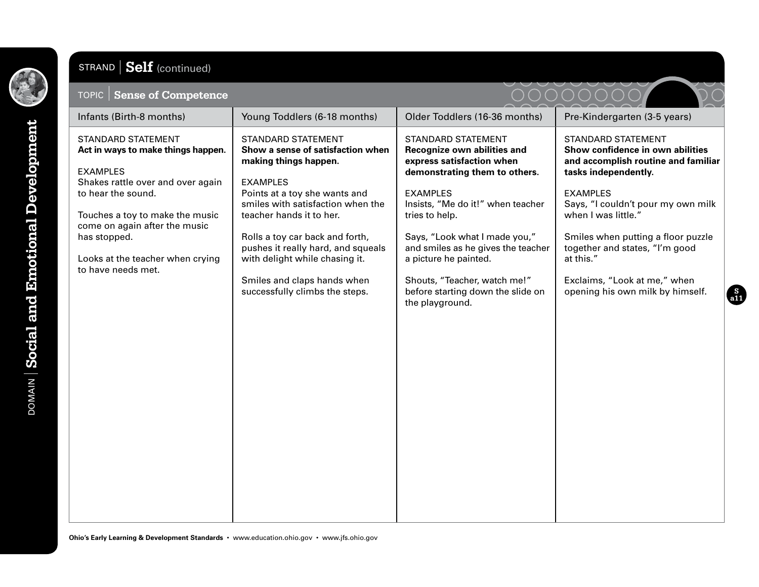DOMAIN | **Social and Emotional Development**

## STRAND | Self (continued)

### TOPIC | Sense of Competence

| Infants (Birth-8 months) | Young Toddlers (6-18 months) | Older Toddlers (16-36 months) | Pre-Kindergarten (3-5 years) |
|---|---|---|---|
| STANDARD STATEMENT<br>**Act in ways to make things happen.** | STANDARD STATEMENT<br>**Show a sense of satisfaction when making things happen.** | STANDARD STATEMENT<br>**Recognize own abilities and express satisfaction when demonstrating them to others.** | STANDARD STATEMENT<br>**Show confidence in own abilities and accomplish routine and familiar tasks independently.** |
| EXAMPLES<br>Shakes rattle over and over again to hear the sound.<br><br>Touches a toy to make the music come on again after the music has stopped.<br><br>Looks at the teacher when crying to have needs met. | EXAMPLES<br>Points at a toy she wants and smiles with satisfaction when the teacher hands it to her.<br><br>Rolls a toy car back and forth, pushes it really hard, and squeals with delight while chasing it.<br><br>Smiles and claps hands when successfully climbs the steps. | EXAMPLES<br>Insists, "Me do it!" when teacher tries to help.<br><br>Says, "Look what I made you," and smiles as he gives the teacher a picture he painted.<br><br>Shouts, "Teacher, watch me!" before starting down the slide on the playground. | EXAMPLES<br>Says, "I couldn't pour my own milk when I was little."<br><br>Smiles when putting a floor puzzle together and states, "I'm good at this."<br><br>Exclaims, "Look at me," when opening his own milk by himself. |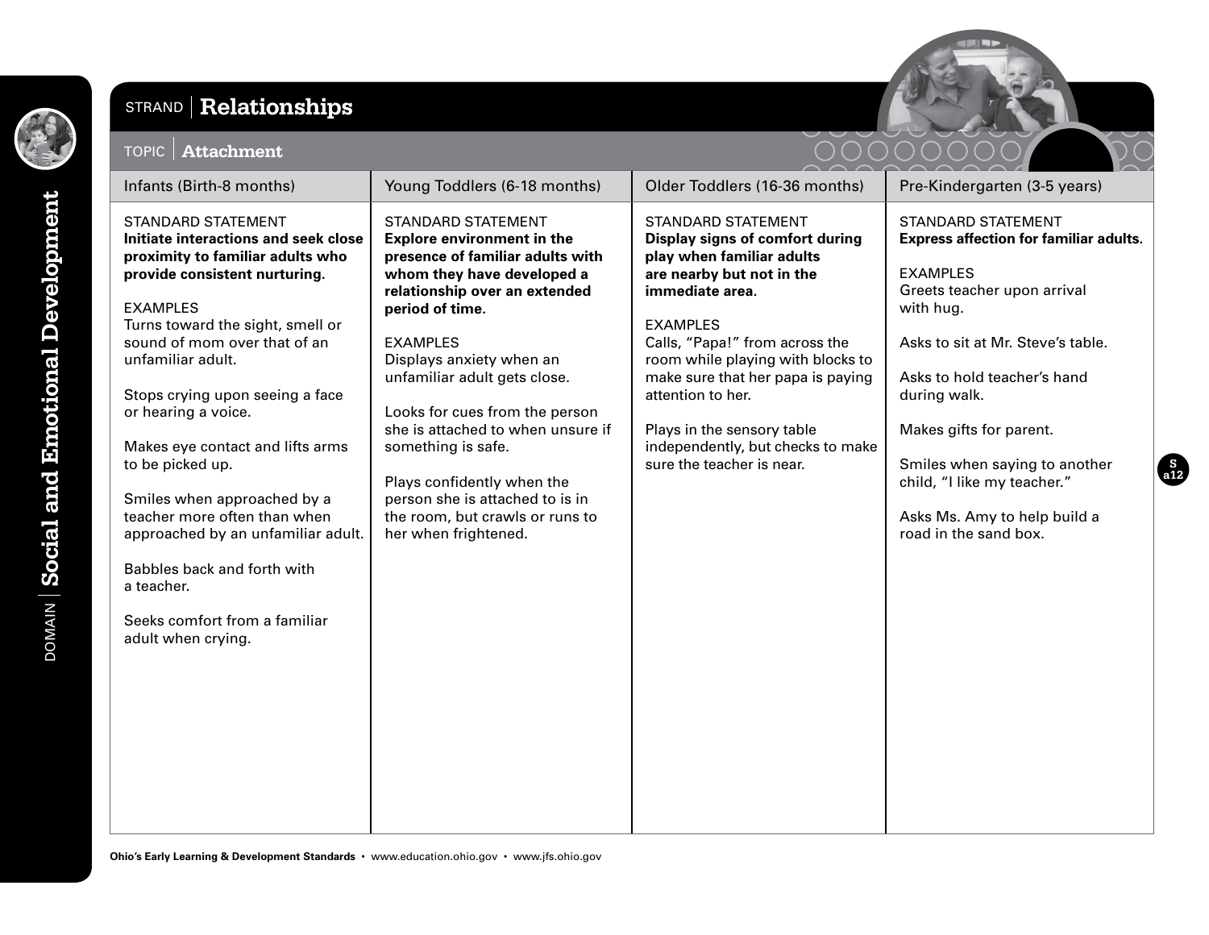DOMAIN | **Social and Emotional Development**

## STRAND | Relationships

### TOPIC | Attachment

| Infants (Birth-8 months) | Young Toddlers (6-18 months) | Older Toddlers (16-36 months) | Pre-Kindergarten (3-5 years) |
|---|---|---|---|
| STANDARD STATEMENT<br>**Initiate interactions and seek close proximity to familiar adults who provide consistent nurturing.**<br><br>EXAMPLES<br>Turns toward the sight, smell or sound of mom over that of an unfamiliar adult.<br><br>Stops crying upon seeing a face or hearing a voice.<br><br>Makes eye contact and lifts arms to be picked up.<br><br>Smiles when approached by a teacher more often than when approached by an unfamiliar adult.<br><br>Babbles back and forth with a teacher.<br><br>Seeks comfort from a familiar adult when crying. | STANDARD STATEMENT<br>**Explore environment in the presence of familiar adults with whom they have developed a relationship over an extended period of time.**<br><br>EXAMPLES<br>Displays anxiety when an unfamiliar adult gets close.<br><br>Looks for cues from the person she is attached to when unsure if something is safe.<br><br>Plays confidently when the person she is attached to is in the room, but crawls or runs to her when frightened. | STANDARD STATEMENT<br>**Display signs of comfort during play when familiar adults are nearby but not in the immediate area.**<br><br>EXAMPLES<br>Calls, "Papa!" from across the room while playing with blocks to make sure that her papa is paying attention to her.<br><br>Plays in the sensory table independently, but checks to make sure the teacher is near. | STANDARD STATEMENT<br>**Express affection for familiar adults.**<br><br>EXAMPLES<br>Greets teacher upon arrival with hug.<br><br>Asks to sit at Mr. Steve's table.<br><br>Asks to hold teacher's hand during walk.<br><br>Makes gifts for parent.<br><br>Smiles when saying to another child, "I like my teacher."<br><br>Asks Ms. Amy to help build a road in the sand box. |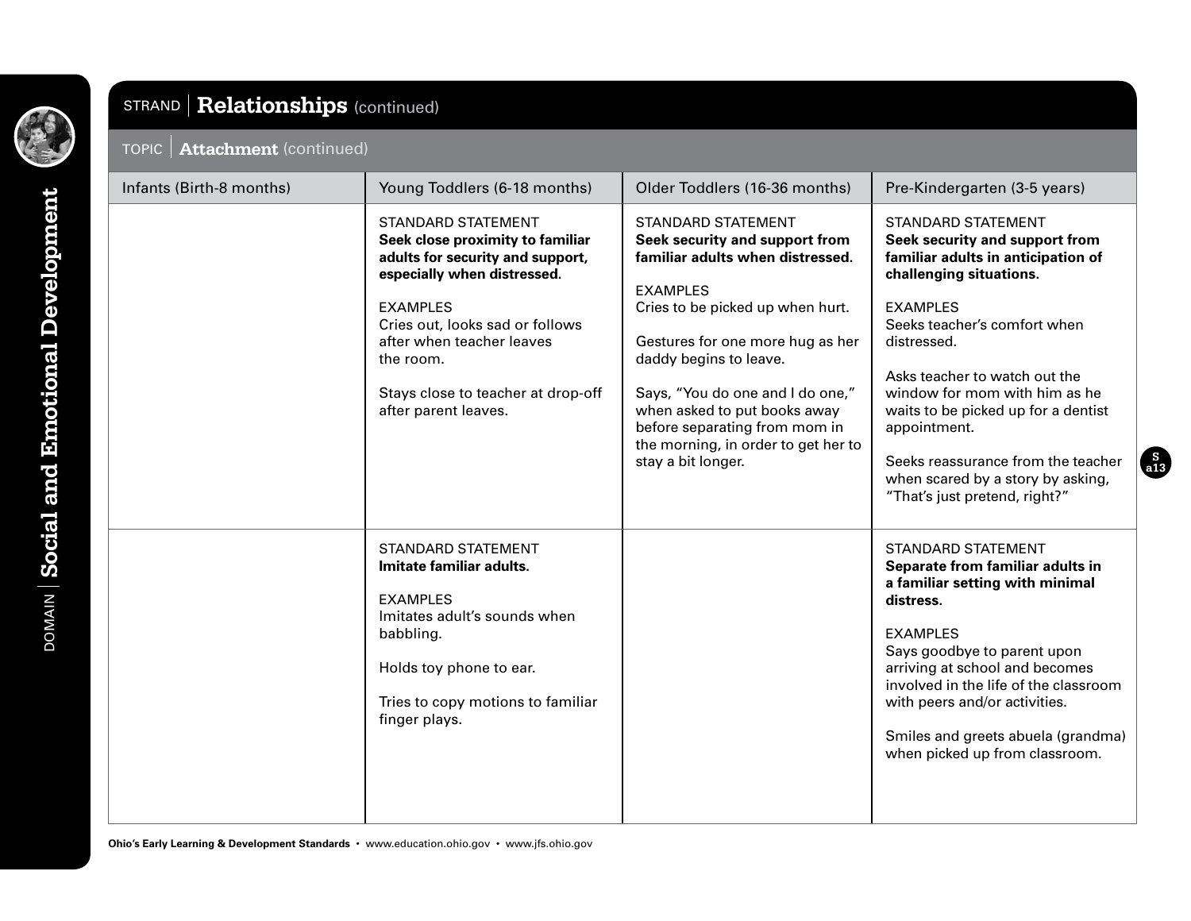DOMAIN | **Social and Emotional Development**

## STRAND | Relationships (continued)

### TOPIC | Attachment (continued)

| Infants (Birth-8 months) | Young Toddlers (6-18 months) | Older Toddlers (16-36 months) | Pre-Kindergarten (3-5 years) |
|---|---|---|---|
| | STANDARD STATEMENT<br>**Seek close proximity to familiar adults for security and support, especially when distressed.**<br><br>EXAMPLES<br>Cries out, looks sad or follows after when teacher leaves the room.<br><br>Stays close to teacher at drop-off after parent leaves. | STANDARD STATEMENT<br>**Seek security and support from familiar adults when distressed.**<br><br>EXAMPLES<br>Cries to be picked up when hurt.<br><br>Gestures for one more hug as her daddy begins to leave.<br><br>Says, "You do one and I do one," when asked to put books away before separating from mom in the morning, in order to get her to stay a bit longer. | STANDARD STATEMENT<br>**Seek security and support from familiar adults in anticipation of challenging situations.**<br><br>EXAMPLES<br>Seeks teacher's comfort when distressed.<br><br>Asks teacher to watch out the window for mom with him as he waits to be picked up for a dentist appointment.<br><br>Seeks reassurance from the teacher when scared by a story by asking, "That's just pretend, right?" |
| | STANDARD STATEMENT<br>**Imitate familiar adults.**<br><br>EXAMPLES<br>Imitates adult's sounds when babbling.<br><br>Holds toy phone to ear.<br><br>Tries to copy motions to familiar finger plays. | | STANDARD STATEMENT<br>**Separate from familiar adults in a familiar setting with minimal distress.**<br><br>EXAMPLES<br>Says goodbye to parent upon arriving at school and becomes involved in the life of the classroom with peers and/or activities.<br><br>Smiles and greets abuela (grandma) when picked up from classroom. |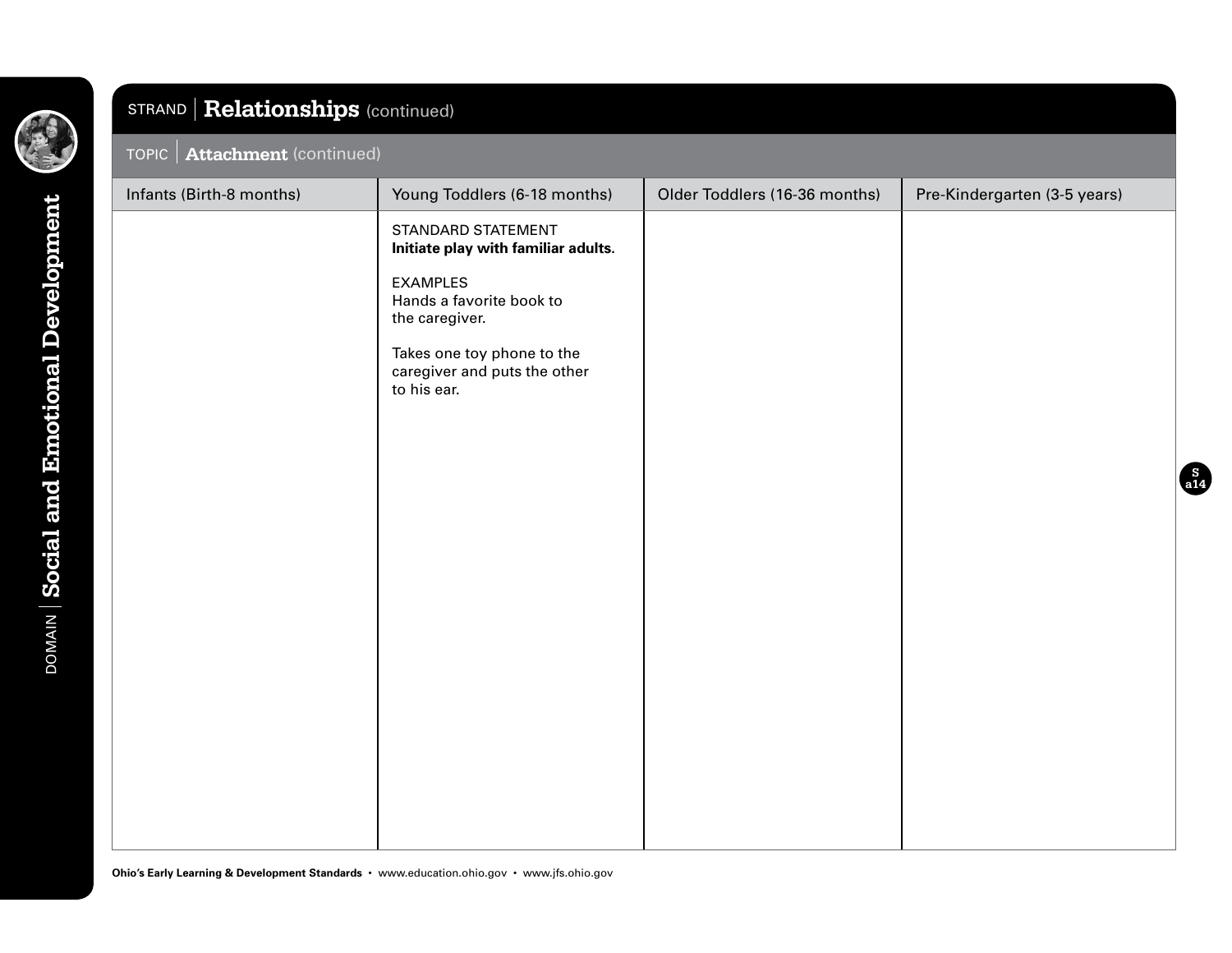DOMAIN | **Social and Emotional Development**

## STRAND | Relationships (continued)

### TOPIC | Attachment (continued)

| Infants (Birth-8 months) | Young Toddlers (6-18 months) | Older Toddlers (16-36 months) | Pre-Kindergarten (3-5 years) |
|---|---|---|---|
| | STANDARD STATEMENT<br>**Initiate play with familiar adults.**<br><br>EXAMPLES<br>Hands a favorite book to the caregiver.<br><br>Takes one toy phone to the caregiver and puts the other to his ear. | | |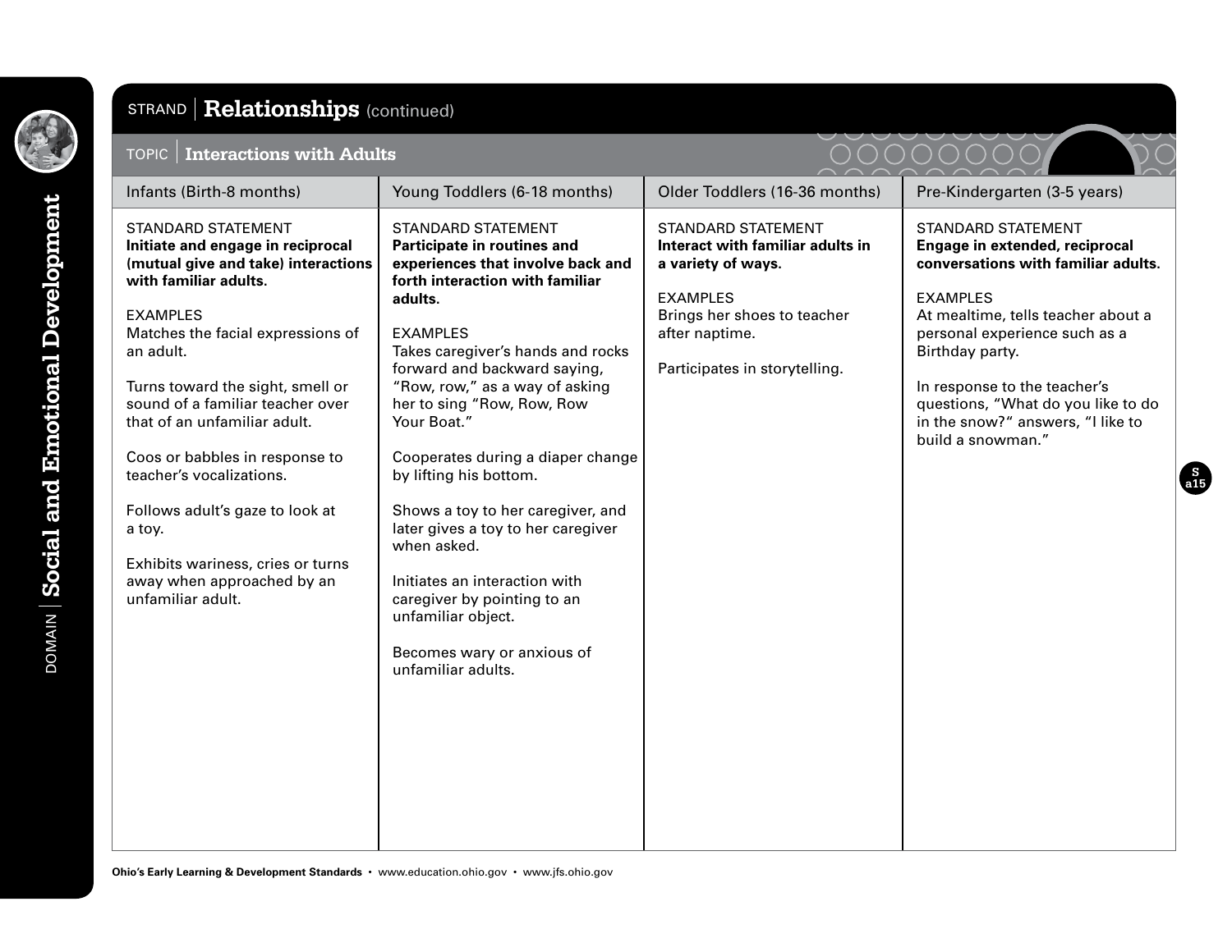# DOMAIN | Social and Emotional Development

## STRAND | Relationships (continued)

### TOPIC | Interactions with Adults

| Infants (Birth-8 months) | Young Toddlers (6-18 months) | Older Toddlers (16-36 months) | Pre-Kindergarten (3-5 years) |
|---|---|---|---|
| STANDARD STATEMENT<br>**Initiate and engage in reciprocal (mutual give and take) interactions with familiar adults.**<br><br>EXAMPLES<br>Matches the facial expressions of an adult.<br><br>Turns toward the sight, smell or sound of a familiar teacher over that of an unfamiliar adult.<br><br>Coos or babbles in response to teacher's vocalizations.<br><br>Follows adult's gaze to look at a toy.<br><br>Exhibits wariness, cries or turns away when approached by an unfamiliar adult. | STANDARD STATEMENT<br>**Participate in routines and experiences that involve back and forth interaction with familiar adults.**<br><br>EXAMPLES<br>Takes caregiver's hands and rocks forward and backward saying, "Row, row," as a way of asking her to sing "Row, Row, Row Your Boat."<br><br>Cooperates during a diaper change by lifting his bottom.<br><br>Shows a toy to her caregiver, and later gives a toy to her caregiver when asked.<br><br>Initiates an interaction with caregiver by pointing to an unfamiliar object.<br><br>Becomes wary or anxious of unfamiliar adults. | STANDARD STATEMENT<br>**Interact with familiar adults in a variety of ways.**<br><br>EXAMPLES<br>Brings her shoes to teacher after naptime.<br><br>Participates in storytelling. | STANDARD STATEMENT<br>**Engage in extended, reciprocal conversations with familiar adults.**<br><br>EXAMPLES<br>At mealtime, tells teacher about a personal experience such as a Birthday party.<br><br>In response to the teacher's questions, "What do you like to do in the snow?" answers, "I like to build a snowman." |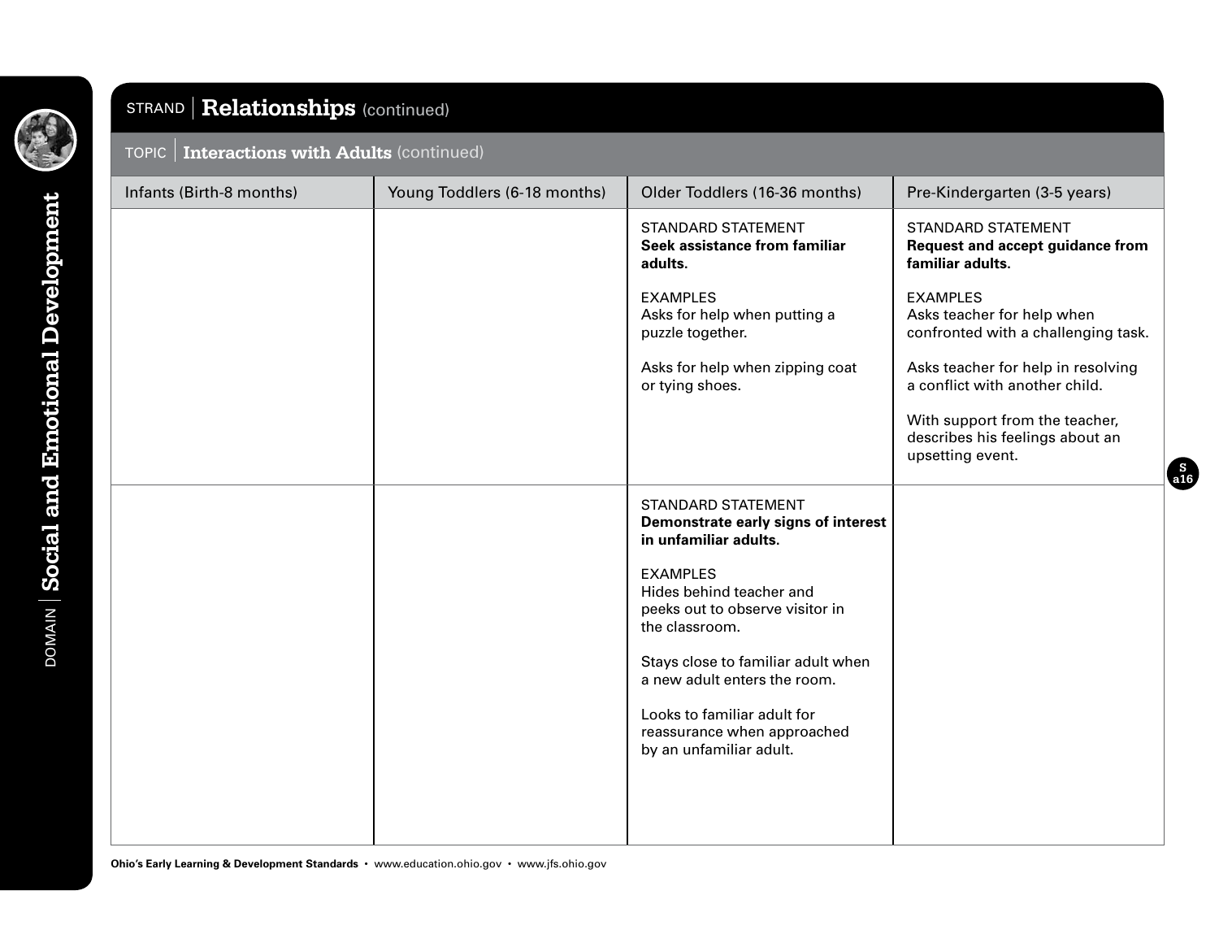DOMAIN | **Social and Emotional Development**

## STRAND | Relationships (continued)

### TOPIC | Interactions with Adults (continued)

| Infants (Birth-8 months) | Young Toddlers (6-18 months) | Older Toddlers (16-36 months) | Pre-Kindergarten (3-5 years) |
|---|---|---|---|
| | | STANDARD STATEMENT<br>**Seek assistance from familiar adults.**<br><br>EXAMPLES<br>Asks for help when putting a puzzle together.<br><br>Asks for help when zipping coat or tying shoes. | STANDARD STATEMENT<br>**Request and accept guidance from familiar adults.**<br><br>EXAMPLES<br>Asks teacher for help when confronted with a challenging task.<br><br>Asks teacher for help in resolving a conflict with another child.<br><br>With support from the teacher, describes his feelings about an upsetting event. |
| | | STANDARD STATEMENT<br>**Demonstrate early signs of interest in unfamiliar adults.**<br><br>EXAMPLES<br>Hides behind teacher and peeks out to observe visitor in the classroom.<br><br>Stays close to familiar adult when a new adult enters the room.<br><br>Looks to familiar adult for reassurance when approached by an unfamiliar adult. | |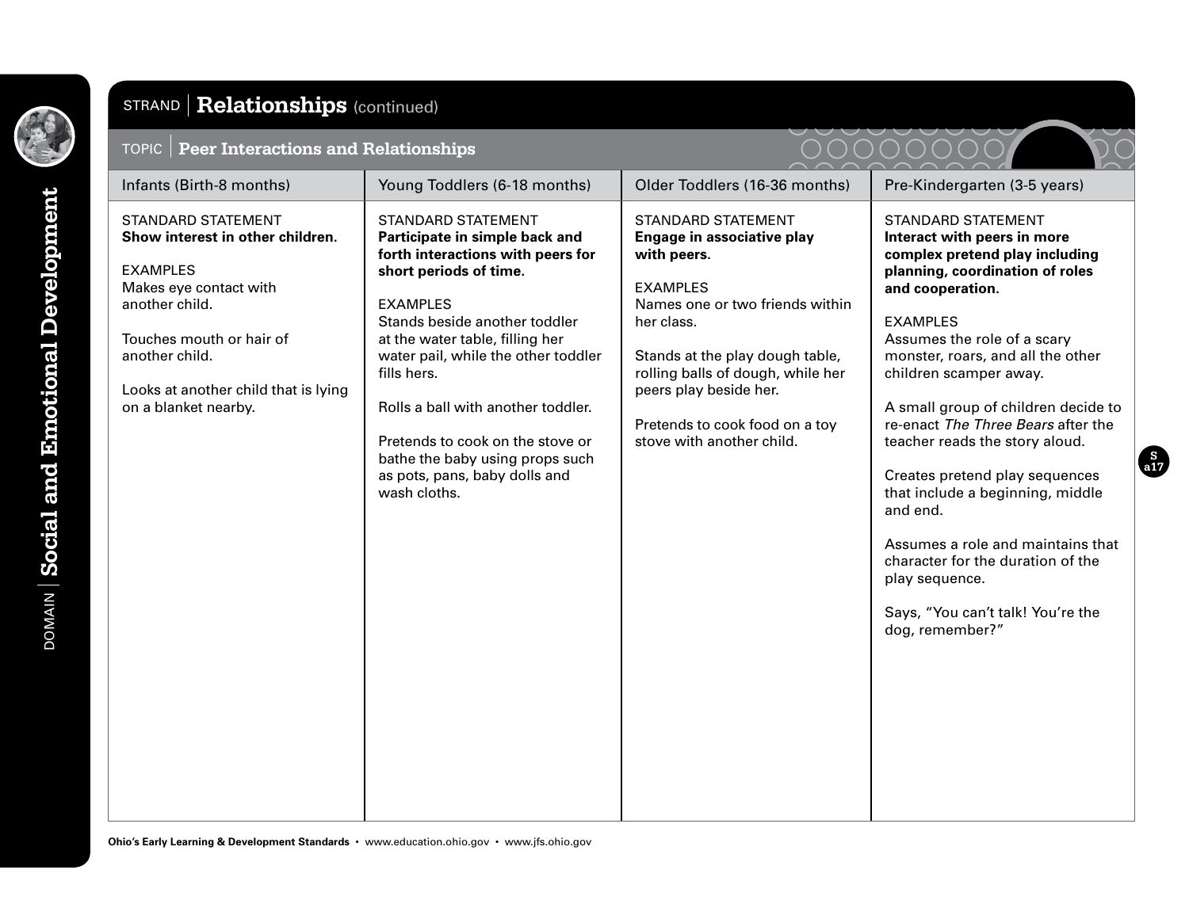DOMAIN | **Social and Emotional Development**

## STRAND | Relationships (continued)

### TOPIC | Peer Interactions and Relationships

| Infants (Birth-8 months) | Young Toddlers (6-18 months) | Older Toddlers (16-36 months) | Pre-Kindergarten (3-5 years) |
|---|---|---|---|
| STANDARD STATEMENT<br>**Show interest in other children.**<br><br>EXAMPLES<br>Makes eye contact with another child.<br><br>Touches mouth or hair of another child.<br><br>Looks at another child that is lying on a blanket nearby. | STANDARD STATEMENT<br>**Participate in simple back and forth interactions with peers for short periods of time.**<br><br>EXAMPLES<br>Stands beside another toddler at the water table, filling her water pail, while the other toddler fills hers.<br><br>Rolls a ball with another toddler.<br><br>Pretends to cook on the stove or bathe the baby using props such as pots, pans, baby dolls and wash cloths. | STANDARD STATEMENT<br>**Engage in associative play with peers.**<br><br>EXAMPLES<br>Names one or two friends within her class.<br><br>Stands at the play dough table, rolling balls of dough, while her peers play beside her.<br><br>Pretends to cook food on a toy stove with another child. | STANDARD STATEMENT<br>**Interact with peers in more complex pretend play including planning, coordination of roles and cooperation.**<br><br>EXAMPLES<br>Assumes the role of a scary monster, roars, and all the other children scamper away.<br><br>A small group of children decide to re-enact *The Three Bears* after the teacher reads the story aloud.<br><br>Creates pretend play sequences that include a beginning, middle and end.<br><br>Assumes a role and maintains that character for the duration of the play sequence.<br><br>Says, “You can’t talk! You’re the dog, remember?” |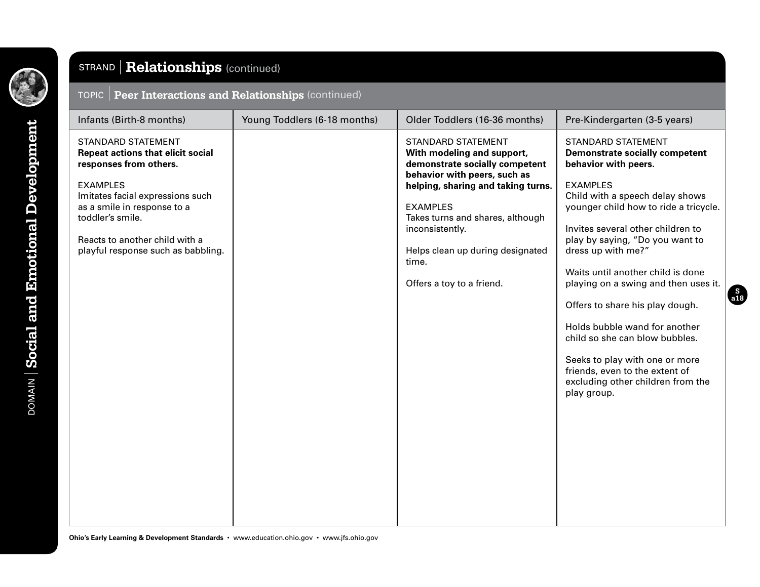DOMAIN | **Social and Emotional Development**

## STRAND | Relationships (continued)

### TOPIC | Peer Interactions and Relationships (continued)

| Infants (Birth-8 months) | Young Toddlers (6-18 months) | Older Toddlers (16-36 months) | Pre-Kindergarten (3-5 years) |
|---|---|---|---|
| STANDARD STATEMENT<br>**Repeat actions that elicit social responses from others.**<br><br>EXAMPLES<br>Imitates facial expressions such as a smile in response to a toddler's smile.<br><br>Reacts to another child with a playful response such as babbling. | | STANDARD STATEMENT<br>**With modeling and support, demonstrate socially competent behavior with peers, such as helping, sharing and taking turns.**<br><br>EXAMPLES<br>Takes turns and shares, although inconsistently.<br><br>Helps clean up during designated time.<br><br>Offers a toy to a friend. | STANDARD STATEMENT<br>**Demonstrate socially competent behavior with peers.**<br><br>EXAMPLES<br>Child with a speech delay shows younger child how to ride a tricycle.<br><br>Invites several other children to play by saying, "Do you want to dress up with me?"<br><br>Waits until another child is done playing on a swing and then uses it.<br><br>Offers to share his play dough.<br><br>Holds bubble wand for another child so she can blow bubbles.<br><br>Seeks to play with one or more friends, even to the extent of excluding other children from the play group. |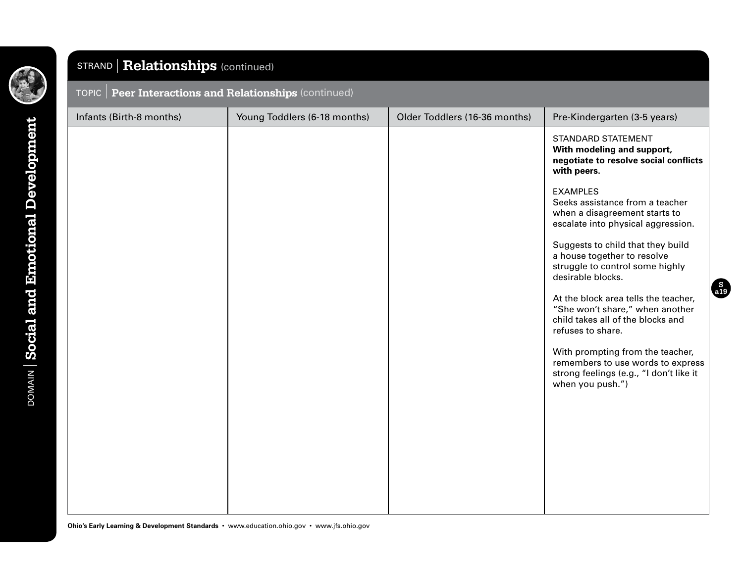DOMAIN | **Social and Emotional Development**

## STRAND | Relationships (continued)

### TOPIC | Peer Interactions and Relationships (continued)

| Infants (Birth-8 months) | Young Toddlers (6-18 months) | Older Toddlers (16-36 months) | Pre-Kindergarten (3-5 years) |
|---|---|---|---|
| | | | STANDARD STATEMENT<br>**With modeling and support, negotiate to resolve social conflicts with peers.**<br><br>EXAMPLES<br>Seeks assistance from a teacher when a disagreement starts to escalate into physical aggression.<br><br>Suggests to child that they build a house together to resolve struggle to control some highly desirable blocks.<br><br>At the block area tells the teacher, "She won't share," when another child takes all of the blocks and refuses to share.<br><br>With prompting from the teacher, remembers to use words to express strong feelings (e.g., "I don't like it when you push.") |

**Ohio's Early Learning & Development Standards** • www.education.ohio.gov • www.jfs.ohio.gov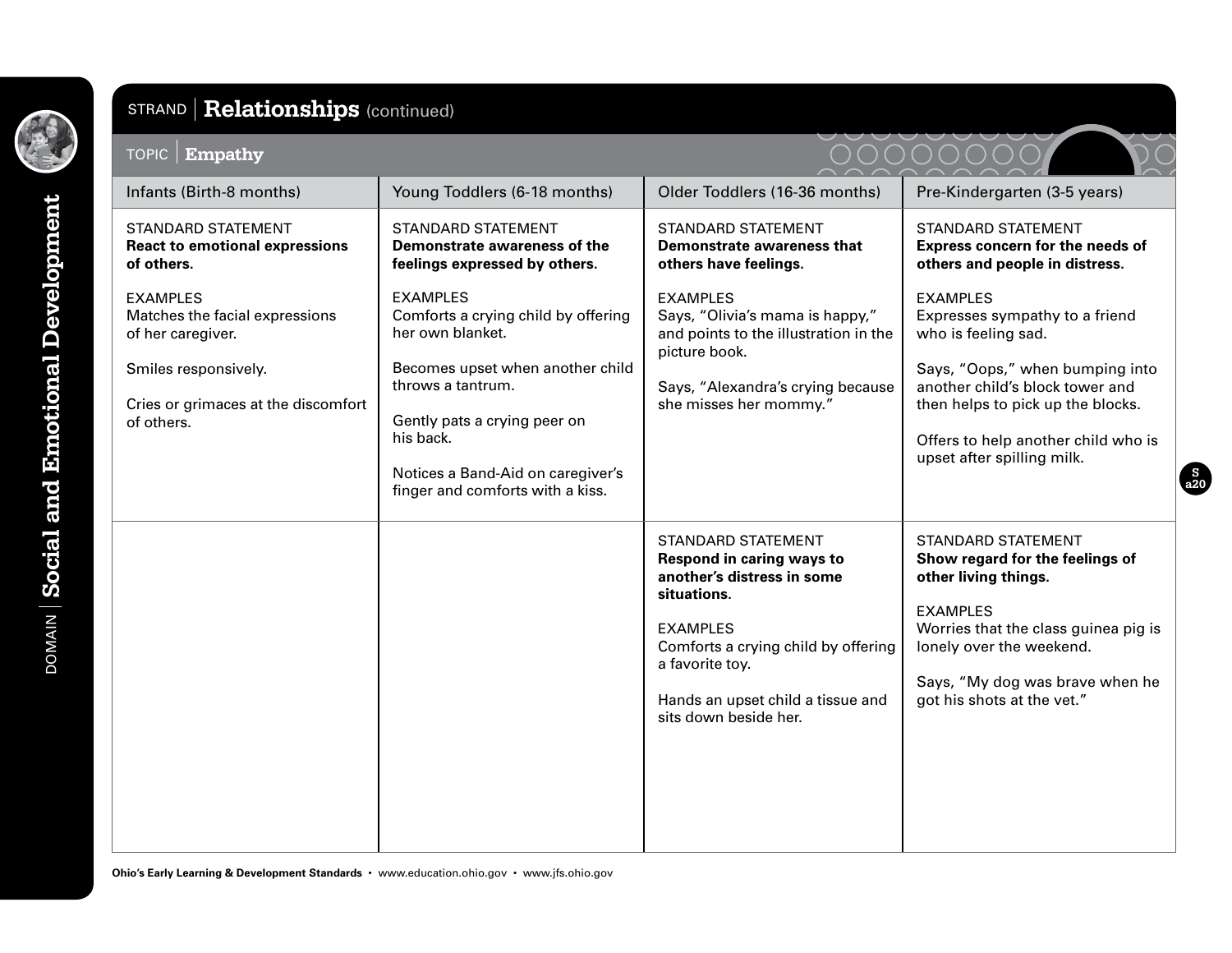DOMAIN | **Social and Emotional Development**

## STRAND | Relationships (continued)

### TOPIC | Empathy

| Infants (Birth-8 months) | Young Toddlers (6-18 months) | Older Toddlers (16-36 months) | Pre-Kindergarten (3-5 years) |
|---|---|---|---|
| STANDARD STATEMENT<br>**React to emotional expressions of others.**<br><br>EXAMPLES<br>Matches the facial expressions of her caregiver.<br><br>Smiles responsively.<br><br>Cries or grimaces at the discomfort of others. | STANDARD STATEMENT<br>**Demonstrate awareness of the feelings expressed by others.**<br><br>EXAMPLES<br>Comforts a crying child by offering her own blanket.<br><br>Becomes upset when another child throws a tantrum.<br><br>Gently pats a crying peer on his back.<br><br>Notices a Band-Aid on caregiver's finger and comforts with a kiss. | STANDARD STATEMENT<br>**Demonstrate awareness that others have feelings.**<br><br>EXAMPLES<br>Says, "Olivia's mama is happy," and points to the illustration in the picture book.<br><br>Says, "Alexandra's crying because she misses her mommy." | STANDARD STATEMENT<br>**Express concern for the needs of others and people in distress.**<br><br>EXAMPLES<br>Expresses sympathy to a friend who is feeling sad.<br><br>Says, "Oops," when bumping into another child's block tower and then helps to pick up the blocks.<br><br>Offers to help another child who is upset after spilling milk. |
| | | STANDARD STATEMENT<br>**Respond in caring ways to another's distress in some situations.**<br><br>EXAMPLES<br>Comforts a crying child by offering a favorite toy.<br><br>Hands an upset child a tissue and sits down beside her. | STANDARD STATEMENT<br>**Show regard for the feelings of other living things.**<br><br>EXAMPLES<br>Worries that the class guinea pig is lonely over the weekend.<br><br>Says, "My dog was brave when he got his shots at the vet." |

**Ohio's Early Learning & Development Standards** • www.education.ohio.gov • www.jfs.ohio.gov